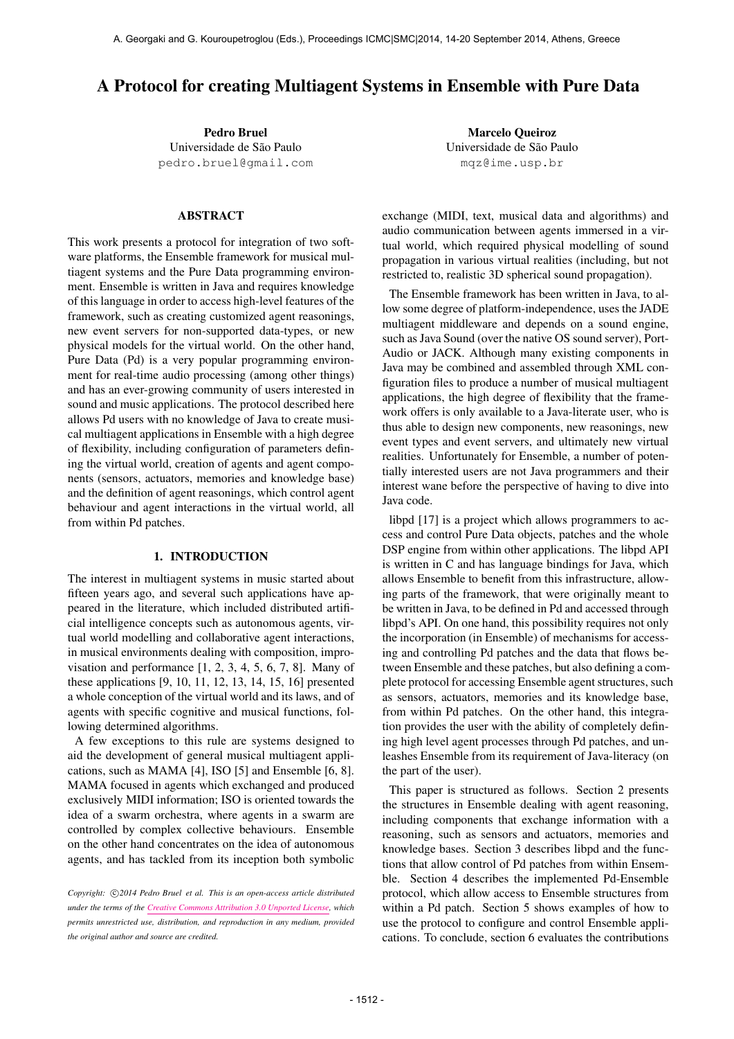# A Protocol for creating Multiagent Systems in Ensemble with Pure Data

**Pedro Bruel**
Universidade de São Paulo
pedro.bruel@gmail.com

**Marcelo Queiroz**
Universidade de São Paulo
mqz@ime.usp.br

## ABSTRACT

This work presents a protocol for integration of two software platforms, the Ensemble framework for musical multiagent systems and the Pure Data programming environment. Ensemble is written in Java and requires knowledge of this language in order to access high-level features of the framework, such as creating customized agent reasonings, new event servers for non-supported data-types, or new physical models for the virtual world. On the other hand, Pure Data (Pd) is a very popular programming environment for real-time audio processing (among other things) and has an ever-growing community of users interested in sound and music applications. The protocol described here allows Pd users with no knowledge of Java to create musical multiagent applications in Ensemble with a high degree of flexibility, including configuration of parameters defining the virtual world, creation of agents and agent components (sensors, actuators, memories and knowledge base) and the definition of agent reasonings, which control agent behaviour and agent interactions in the virtual world, all from within Pd patches.

## 1. INTRODUCTION

The interest in multiagent systems in music started about fifteen years ago, and several such applications have appeared in the literature, which included distributed artificial intelligence concepts such as autonomous agents, virtual world modelling and collaborative agent interactions, in musical environments dealing with composition, improvisation and performance [1, 2, 3, 4, 5, 6, 7, 8]. Many of these applications [9, 10, 11, 12, 13, 14, 15, 16] presented a whole conception of the virtual world and its laws, and of agents with specific cognitive and musical functions, following determined algorithms.

A few exceptions to this rule are systems designed to aid the development of general musical multiagent applications, such as MAMA [4], ISO [5] and Ensemble [6, 8]. MAMA focused in agents which exchanged and produced exclusively MIDI information; ISO is oriented towards the idea of a swarm orchestra, where agents in a swarm are controlled by complex collective behaviours. Ensemble on the other hand concentrates on the idea of autonomous agents, and has tackled from its inception both symbolic exchange (MIDI, text, musical data and algorithms) and audio communication between agents immersed in a virtual world, which required physical modelling of sound propagation in various virtual realities (including, but not restricted to, realistic 3D spherical sound propagation).

The Ensemble framework has been written in Java, to allow some degree of platform-independence, uses the JADE multiagent middleware and depends on a sound engine, such as Java Sound (over the native OS sound server), PortAudio or JACK. Although many existing components in Java may be combined and assembled through XML configuration files to produce a number of musical multiagent applications, the high degree of flexibility that the framework offers is only available to a Java-literate user, who is thus able to design new components, new reasonings, new event types and event servers, and ultimately new virtual realities. Unfortunately for Ensemble, a number of potentially interested users are not Java programmers and their interest wane before the perspective of having to dive into Java code.

libpd [17] is a project which allows programmers to access and control Pure Data objects, patches and the whole DSP engine from within other applications. The libpd API is written in C and has language bindings for Java, which allows Ensemble to benefit from this infrastructure, allowing parts of the framework, that were originally meant to be written in Java, to be defined in Pd and accessed through libpd's API. On one hand, this possibility requires not only the incorporation (in Ensemble) of mechanisms for accessing and controlling Pd patches and the data that flows between Ensemble and these patches, but also defining a complete protocol for accessing Ensemble agent structures, such as sensors, actuators, memories and its knowledge base, from within Pd patches. On the other hand, this integration provides the user with the ability of completely defining high level agent processes through Pd patches, and unleashes Ensemble from its requirement of Java-literacy (on the part of the user).

This paper is structured as follows. Section 2 presents the structures in Ensemble dealing with agent reasoning, including components that exchange information with a reasoning, such as sensors and actuators, memories and knowledge bases. Section 3 describes libpd and the functions that allow control of Pd patches from within Ensemble. Section 4 describes the implemented Pd-Ensemble protocol, which allow access to Ensemble structures from within a Pd patch. Section 5 shows examples of how to use the protocol to configure and control Ensemble applications. To conclude, section 6 evaluates the contributions

*Copyright: ©2014 Pedro Bruel et al. This is an open-access article distributed under the terms of the Creative Commons Attribution 3.0 Unported License, which permits unrestricted use, distribution, and reproduction in any medium, provided the original author and source are credited.*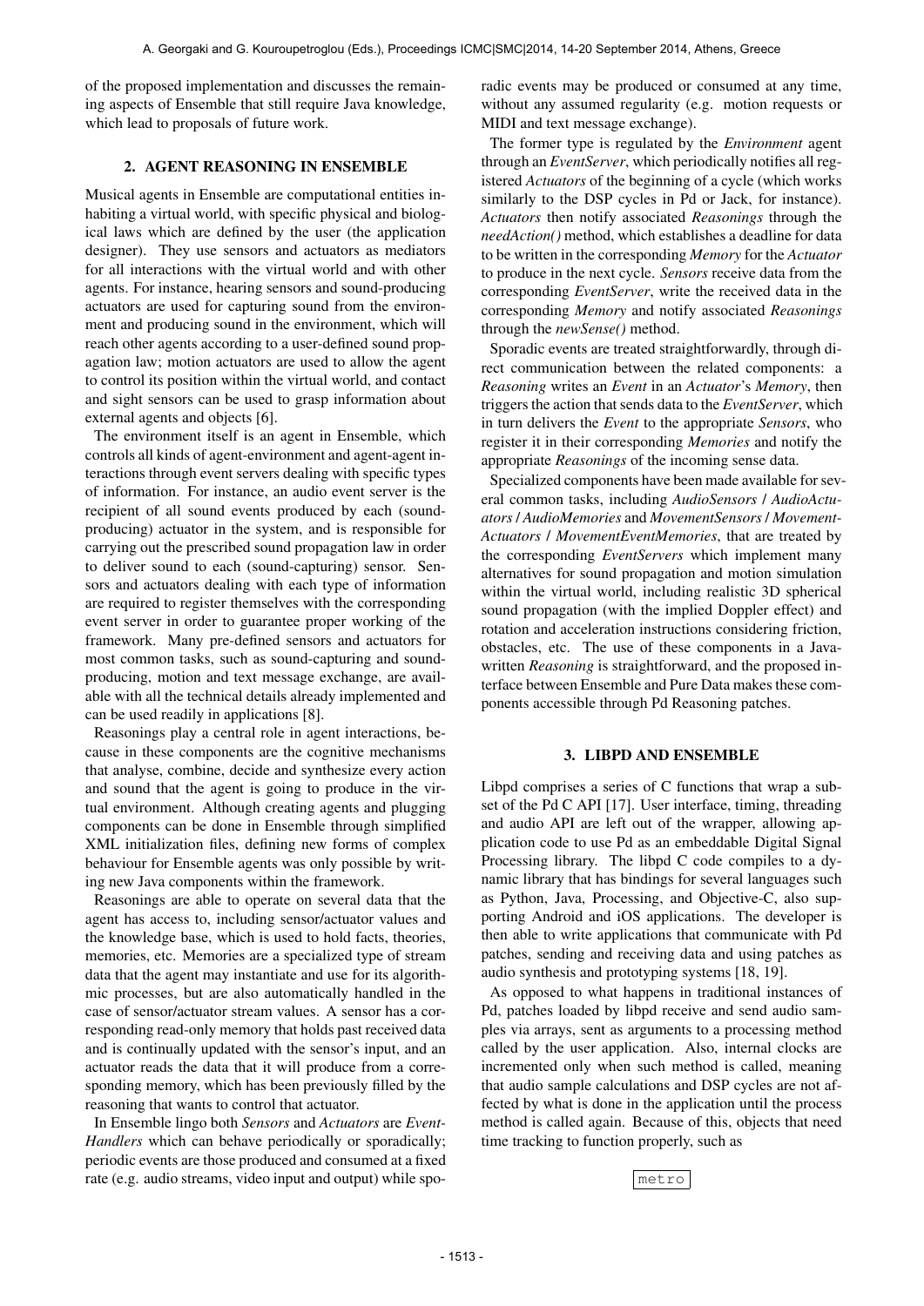of the proposed implementation and discusses the remaining aspects of Ensemble that still require Java knowledge, which lead to proposals of future work.

## 2. AGENT REASONING IN ENSEMBLE

Musical agents in Ensemble are computational entities inhabiting a virtual world, with specific physical and biological laws which are defined by the user (the application designer). They use sensors and actuators as mediators for all interactions with the virtual world and with other agents. For instance, hearing sensors and sound-producing actuators are used for capturing sound from the environment and producing sound in the environment, which will reach other agents according to a user-defined sound propagation law; motion actuators are used to allow the agent to control its position within the virtual world, and contact and sight sensors can be used to grasp information about external agents and objects [6].

The environment itself is an agent in Ensemble, which controls all kinds of agent-environment and agent-agent interactions through event servers dealing with specific types of information. For instance, an audio event server is the recipient of all sound events produced by each (sound-producing) actuator in the system, and is responsible for carrying out the prescribed sound propagation law in order to deliver sound to each (sound-capturing) sensor. Sensors and actuators dealing with each type of information are required to register themselves with the corresponding event server in order to guarantee proper working of the framework. Many pre-defined sensors and actuators for most common tasks, such as sound-capturing and sound-producing, motion and text message exchange, are available with all the technical details already implemented and can be used readily in applications [8].

Reasonings play a central role in agent interactions, because in these components are the cognitive mechanisms that analyse, combine, decide and synthesize every action and sound that the agent is going to produce in the virtual environment. Although creating agents and plugging components can be done in Ensemble through simplified XML initialization files, defining new forms of complex behaviour for Ensemble agents was only possible by writing new Java components within the framework.

Reasonings are able to operate on several data that the agent has access to, including sensor/actuator values and the knowledge base, which is used to hold facts, theories, memories, etc. Memories are a specialized type of stream data that the agent may instantiate and use for its algorithmic processes, but are also automatically handled in the case of sensor/actuator stream values. A sensor has a corresponding read-only memory that holds past received data and is continually updated with the sensor's input, and an actuator reads the data that it will produce from a corresponding memory, which has been previously filled by the reasoning that wants to control that actuator.

In Ensemble lingo both *Sensors* and *Actuators* are *EventHandlers* which can behave periodically or sporadically; periodic events are those produced and consumed at a fixed rate (e.g. audio streams, video input and output) while sporadic events may be produced or consumed at any time, without any assumed regularity (e.g. motion requests or MIDI and text message exchange).

The former type is regulated by the *Environment* agent through an *EventServer*, which periodically notifies all registered *Actuators* of the beginning of a cycle (which works similarly to the DSP cycles in Pd or Jack, for instance). *Actuators* then notify associated *Reasonings* through the *needAction()* method, which establishes a deadline for data to be written in the corresponding *Memory* for the *Actuator* to produce in the next cycle. *Sensors* receive data from the corresponding *EventServer*, write the received data in the corresponding *Memory* and notify associated *Reasonings* through the *newSense()* method.

Sporadic events are treated straightforwardly, through direct communication between the related components: a *Reasoning* writes an *Event* in an *Actuator*'s *Memory*, then triggers the action that sends data to the *EventServer*, which in turn delivers the *Event* to the appropriate *Sensors*, who register it in their corresponding *Memories* and notify the appropriate *Reasonings* of the incoming sense data.

Specialized components have been made available for several common tasks, including *AudioSensors* / *AudioActuators* / *AudioMemories* and *MovementSensors* / *MovementActuators* / *MovementEventMemories*, that are treated by the corresponding *EventServers* which implement many alternatives for sound propagation and motion simulation within the virtual world, including realistic 3D spherical sound propagation (with the implied Doppler effect) and rotation and acceleration instructions considering friction, obstacles, etc. The use of these components in a Java-written *Reasoning* is straightforward, and the proposed interface between Ensemble and Pure Data makes these components accessible through Pd Reasoning patches.

## 3. LIBPD AND ENSEMBLE

Libpd comprises a series of C functions that wrap a subset of the Pd C API [17]. User interface, timing, threading and audio API are left out of the wrapper, allowing application code to use Pd as an embeddable Digital Signal Processing library. The libpd C code compiles to a dynamic library that has bindings for several languages such as Python, Java, Processing, and Objective-C, also supporting Android and iOS applications. The developer is then able to write applications that communicate with Pd patches, sending and receiving data and using patches as audio synthesis and prototyping systems [18, 19].

As opposed to what happens in traditional instances of Pd, patches loaded by libpd receive and send audio samples via arrays, sent as arguments to a processing method called by the user application. Also, internal clocks are incremented only when such method is called, meaning that audio sample calculations and DSP cycles are not affected by what is done in the application until the process method is called again. Because of this, objects that need time tracking to function properly, such as

`metro`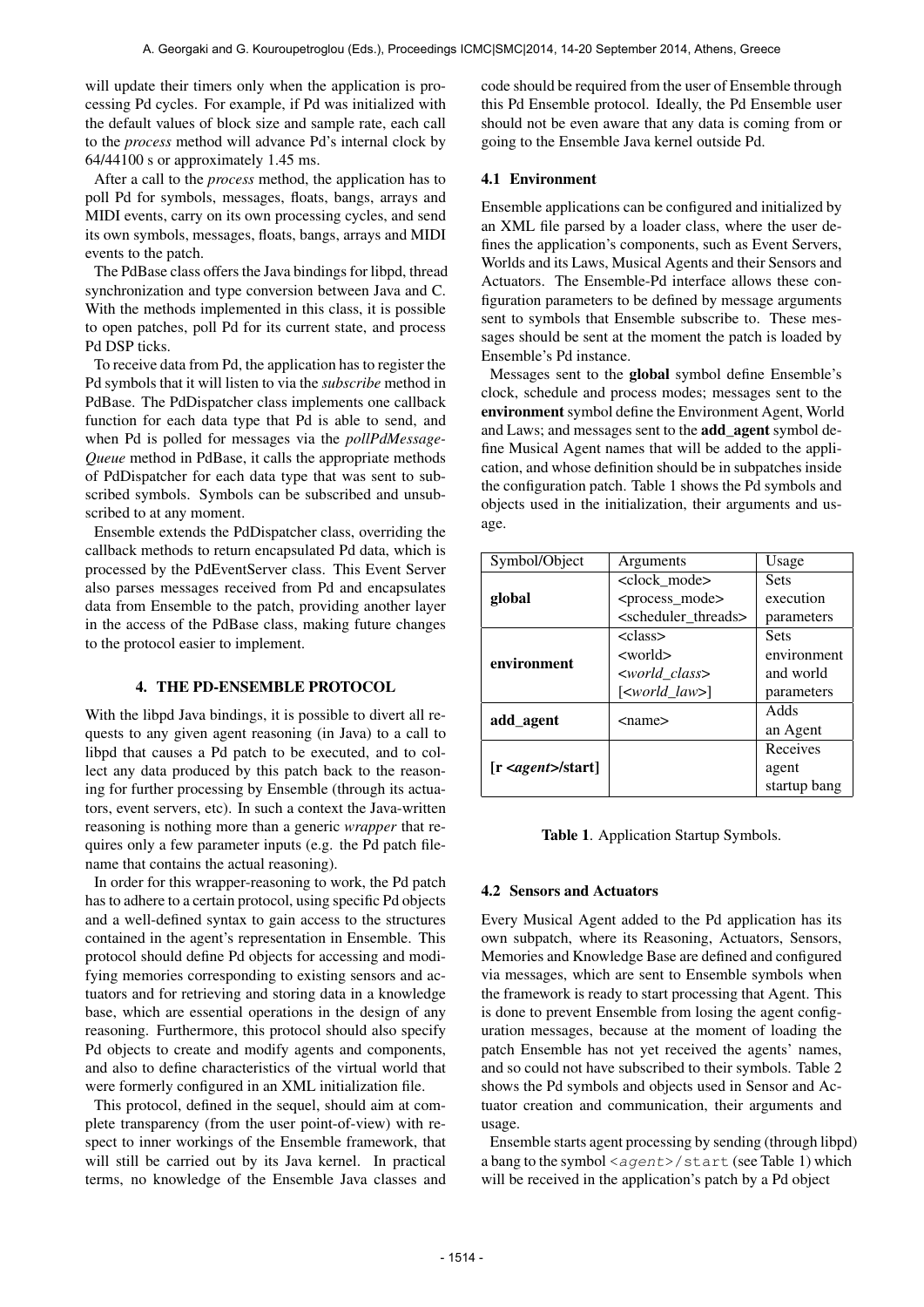will update their timers only when the application is processing Pd cycles. For example, if Pd was initialized with the default values of block size and sample rate, each call to the *process* method will advance Pd's internal clock by 64/44100 s or approximately 1.45 ms.

After a call to the *process* method, the application has to poll Pd for symbols, messages, floats, bangs, arrays and MIDI events, carry on its own processing cycles, and send its own symbols, messages, floats, bangs, arrays and MIDI events to the patch.

The PdBase class offers the Java bindings for libpd, thread synchronization and type conversion between Java and C. With the methods implemented in this class, it is possible to open patches, poll Pd for its current state, and process Pd DSP ticks.

To receive data from Pd, the application has to register the Pd symbols that it will listen to via the *subscribe* method in PdBase. The PdDispatcher class implements one callback function for each data type that Pd is able to send, and when Pd is polled for messages via the *pollPdMessageQueue* method in PdBase, it calls the appropriate methods of PdDispatcher for each data type that was sent to subscribed symbols. Symbols can be subscribed and unsubscribed to at any moment.

Ensemble extends the PdDispatcher class, overriding the callback methods to return encapsulated Pd data, which is processed by the PdEventServer class. This Event Server also parses messages received from Pd and encapsulates data from Ensemble to the patch, providing another layer in the access of the PdBase class, making future changes to the protocol easier to implement.

## 4. THE PD-ENSEMBLE PROTOCOL

With the libpd Java bindings, it is possible to divert all requests to any given agent reasoning (in Java) to a call to libpd that causes a Pd patch to be executed, and to collect any data produced by this patch back to the reasoning for further processing by Ensemble (through its actuators, event servers, etc). In such a context the Java-written reasoning is nothing more than a generic *wrapper* that requires only a few parameter inputs (e.g. the Pd patch filename that contains the actual reasoning).

In order for this wrapper-reasoning to work, the Pd patch has to adhere to a certain protocol, using specific Pd objects and a well-defined syntax to gain access to the structures contained in the agent's representation in Ensemble. This protocol should define Pd objects for accessing and modifying memories corresponding to existing sensors and actuators and for retrieving and storing data in a knowledge base, which are essential operations in the design of any reasoning. Furthermore, this protocol should also specify Pd objects to create and modify agents and components, and also to define characteristics of the virtual world that were formerly configured in an XML initialization file.

This protocol, defined in the sequel, should aim at complete transparency (from the user point-of-view) with respect to inner workings of the Ensemble framework, that will still be carried out by its Java kernel. In practical terms, no knowledge of the Ensemble Java classes and code should be required from the user of Ensemble through this Pd Ensemble protocol. Ideally, the Pd Ensemble user should not be even aware that any data is coming from or going to the Ensemble Java kernel outside Pd.

### 4.1 Environment

Ensemble applications can be configured and initialized by an XML file parsed by a loader class, where the user defines the application's components, such as Event Servers, Worlds and its Laws, Musical Agents and their Sensors and Actuators. The Ensemble-Pd interface allows these configuration parameters to be defined by message arguments sent to symbols that Ensemble subscribe to. These messages should be sent at the moment the patch is loaded by Ensemble's Pd instance.

Messages sent to the **global** symbol define Ensemble's clock, schedule and process modes; messages sent to the **environment** symbol define the Environment Agent, World and Laws; and messages sent to the **add_agent** symbol define Musical Agent names that will be added to the application, and whose definition should be in subpatches inside the configuration patch. Table 1 shows the Pd symbols and objects used in the initialization, their arguments and usage.

| Symbol/Object | Arguments | Usage |
|---|---|---|
| **global** | <clock_mode> <process_mode> <scheduler_threads> | Sets execution parameters |
| **environment** | <class> <world> <*world_class*> [<*world_law*>] | Sets environment and world parameters |
| **add_agent** | <name> | Adds an Agent |
| **[r <*agent*>/start]** | | Receives agent startup bang |

**Table 1**. Application Startup Symbols.

### 4.2 Sensors and Actuators

Every Musical Agent added to the Pd application has its own subpatch, where its Reasoning, Actuators, Sensors, Memories and Knowledge Base are defined and configured via messages, which are sent to Ensemble symbols when the framework is ready to start processing that Agent. This is done to prevent Ensemble from losing the agent configuration messages, because at the moment of loading the patch Ensemble has not yet received the agents' names, and so could not have subscribed to their symbols. Table 2 shows the Pd symbols and objects used in Sensor and Actuator creation and communication, their arguments and usage.

Ensemble starts agent processing by sending (through libpd) a bang to the symbol `<agent>/start` (see Table 1) which will be received in the application's patch by a Pd object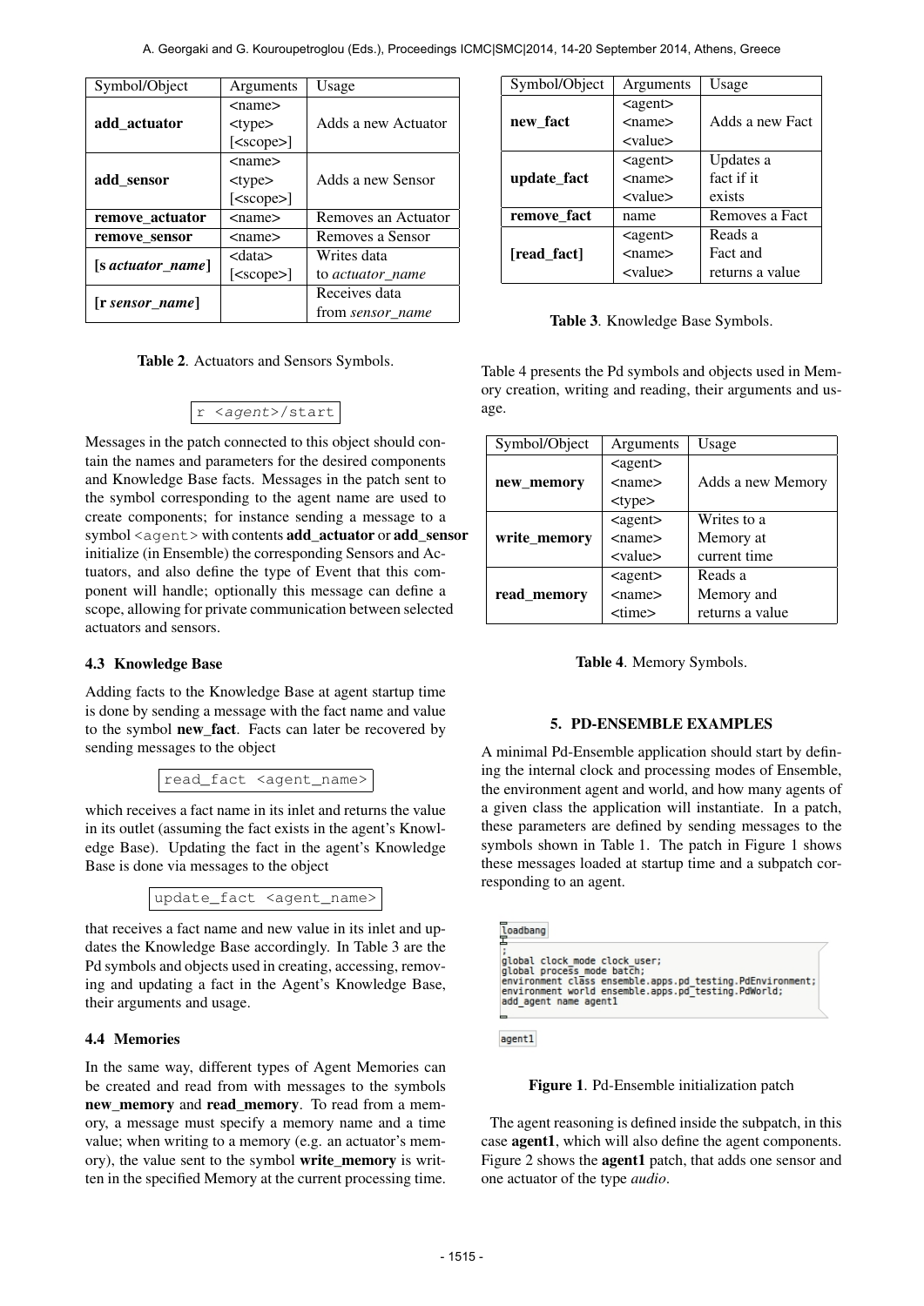| Symbol/Object | Arguments | Usage |
|---|---|---|
| **add_actuator** | <name> <type> [<scope>] | Adds a new Actuator |
| **add_sensor** | <name> <type> [<scope>] | Adds a new Sensor |
| **remove_actuator** | <name> | Removes an Actuator |
| **remove_sensor** | <name> | Removes a Sensor |
| **[s *actuator_name*]** | <data> [<scope>] | Writes data to *actuator_name* |
| **[r *sensor_name*]** | | Receives data from *sensor_name* |

**Table 2**. Actuators and Sensors Symbols.

```
r <agent>/start
```

Messages in the patch connected to this object should contain the names and parameters for the desired components and Knowledge Base facts. Messages in the patch sent to the symbol corresponding to the agent name are used to create components; for instance sending a message to a symbol `<agent>` with contents **add_actuator** or **add_sensor** initialize (in Ensemble) the corresponding Sensors and Actuators, and also define the type of Event that this component will handle; optionally this message can define a scope, allowing for private communication between selected actuators and sensors.

### 4.3 Knowledge Base

Adding facts to the Knowledge Base at agent startup time is done by sending a message with the fact name and value to the symbol **new_fact**. Facts can later be recovered by sending messages to the object

```
read_fact <agent_name>
```

which receives a fact name in its inlet and returns the value in its outlet (assuming the fact exists in the agent's Knowledge Base). Updating the fact in the agent's Knowledge Base is done via messages to the object

```
update_fact <agent_name>
```

that receives a fact name and new value in its inlet and updates the Knowledge Base accordingly. In Table 3 are the Pd symbols and objects used in creating, accessing, removing and updating a fact in the Agent's Knowledge Base, their arguments and usage.

### 4.4 Memories

In the same way, different types of Agent Memories can be created and read from with messages to the symbols **new_memory** and **read_memory**. To read from a memory, a message must specify a memory name and a time value; when writing to a memory (e.g. an actuator's memory), the value sent to the symbol **write_memory** is written in the specified Memory at the current processing time.

| Symbol/Object | Arguments | Usage |
|---|---|---|
| **new_fact** | <agent> <name> <value> | Adds a new Fact |
| **update_fact** | <agent> <name> <value> | Updates a fact if it exists |
| **remove_fact** | name | Removes a Fact |
| **[read_fact]** | <agent> <name> <value> | Reads a Fact and returns a value |

**Table 3**. Knowledge Base Symbols.

Table 4 presents the Pd symbols and objects used in Memory creation, writing and reading, their arguments and usage.

| Symbol/Object | Arguments | Usage |
|---|---|---|
| **new_memory** | <agent> <name> <type> | Adds a new Memory |
| **write_memory** | <agent> <name> <value> | Writes to a Memory at current time |
| **read_memory** | <agent> <name> <time> | Reads a Memory and returns a value |

**Table 4**. Memory Symbols.

## 5. PD-ENSEMBLE EXAMPLES

A minimal Pd-Ensemble application should start by defining the internal clock and processing modes of Ensemble, the environment agent and world, and how many agents of a given class the application will instantiate. In a patch, these parameters are defined by sending messages to the symbols shown in Table 1. The patch in Figure 1 shows these messages loaded at startup time and a subpatch corresponding to an agent.

```
loadbang

;
global clock_mode clock_user;
global process_mode batch;
environment class ensemble.apps.pd_testing.PdEnvironment;
environment world ensemble.apps.pd_testing.PdWorld;
add_agent name agent1

agent1
```

**Figure 1**. Pd-Ensemble initialization patch

The agent reasoning is defined inside the subpatch, in this case **agent1**, which will also define the agent components. Figure 2 shows the **agent1** patch, that adds one sensor and one actuator of the type *audio*.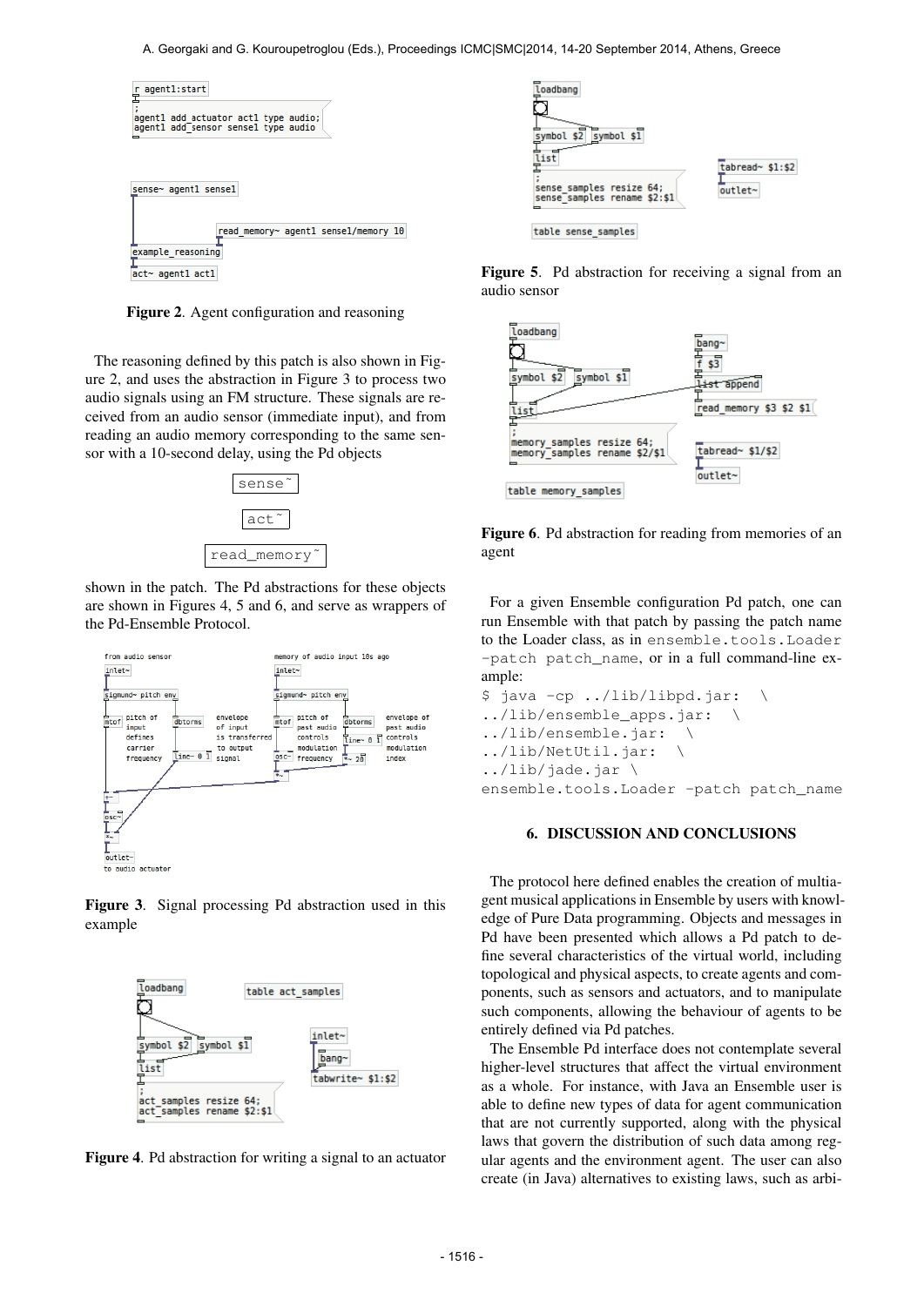Figure 2. Agent configuration and reasoning

The reasoning defined by this patch is also shown in Figure 2, and uses the abstraction in Figure 3 to process two audio signals using an FM structure. These signals are received from an audio sensor (immediate input), and from reading an audio memory corresponding to the same sensor with a 10-second delay, using the Pd objects

```
sense~
act~
read_memory~
```

shown in the patch. The Pd abstractions for these objects are shown in Figures 4, 5 and 6, and serve as wrappers of the Pd-Ensemble Protocol.

Figure 3. Signal processing Pd abstraction used in this example

Figure 4. Pd abstraction for writing a signal to an actuator

Figure 5. Pd abstraction for receiving a signal from an audio sensor

Figure 6. Pd abstraction for reading from memories of an agent

For a given Ensemble configuration Pd patch, one can run Ensemble with that patch by passing the patch name to the Loader class, as in `ensemble.tools.Loader -patch patch_name`, or in a full command-line example:

```
$ java -cp ../lib/libpd.jar:  \
../lib/ensemble_apps.jar:  \
../lib/ensemble.jar:  \
../lib/NetUtil.jar:  \
../lib/jade.jar \
ensemble.tools.Loader -patch patch_name
```

## 6. DISCUSSION AND CONCLUSIONS

The protocol here defined enables the creation of multiagent musical applications in Ensemble by users with knowledge of Pure Data programming. Objects and messages in Pd have been presented which allows a Pd patch to define several characteristics of the virtual world, including topological and physical aspects, to create agents and components, such as sensors and actuators, and to manipulate such components, allowing the behaviour of agents to be entirely defined via Pd patches.

The Ensemble Pd interface does not contemplate several higher-level structures that affect the virtual environment as a whole. For instance, with Java an Ensemble user is able to define new types of data for agent communication that are not currently supported, along with the physical laws that govern the distribution of such data among regular agents and the environment agent. The user can also create (in Java) alternatives to existing laws, such as arbi-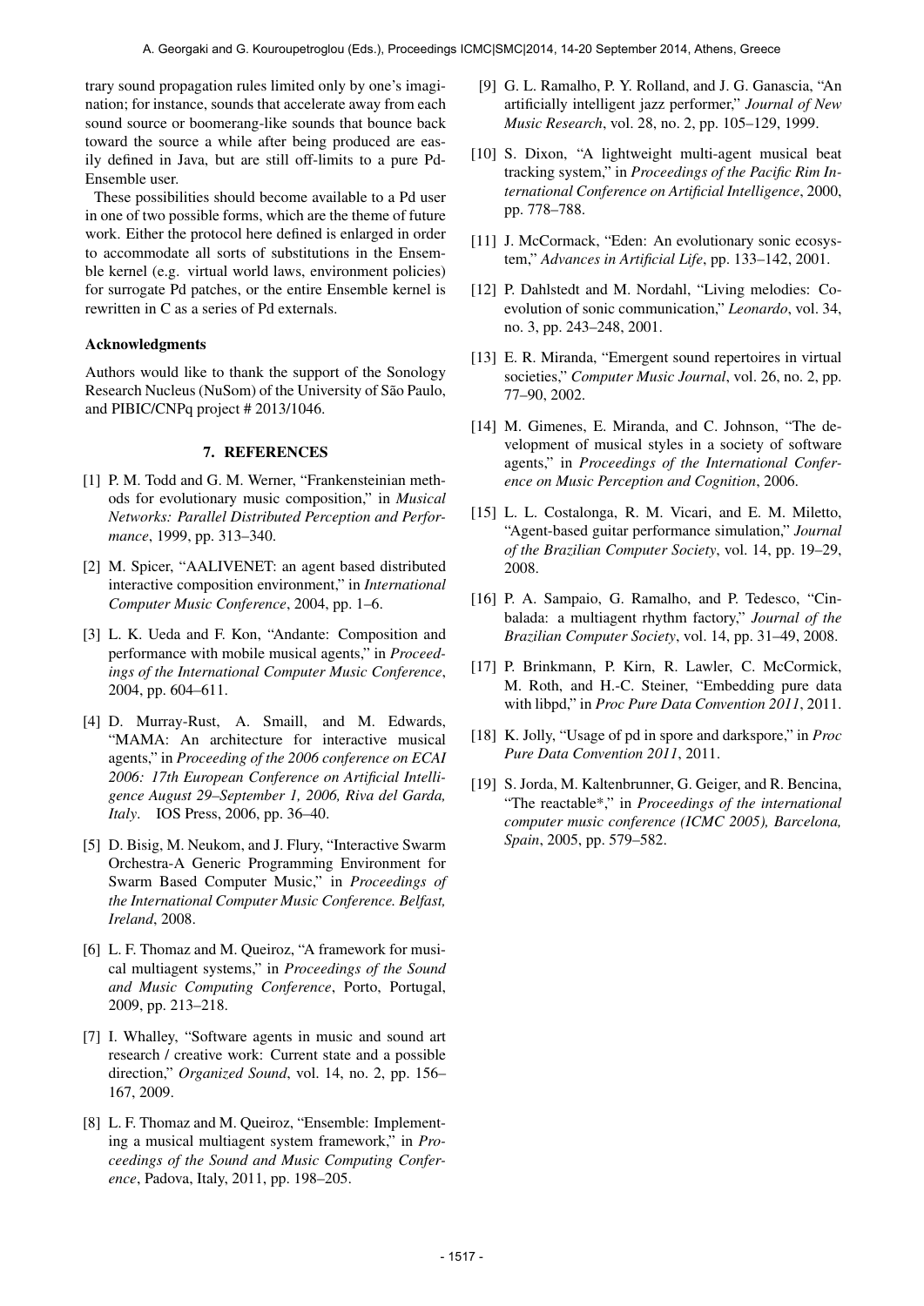trary sound propagation rules limited only by one's imagination; for instance, sounds that accelerate away from each sound source or boomerang-like sounds that bounce back toward the source a while after being produced are easily defined in Java, but are still off-limits to a pure Pd-Ensemble user.

These possibilities should become available to a Pd user in one of two possible forms, which are the theme of future work. Either the protocol here defined is enlarged in order to accommodate all sorts of substitutions in the Ensemble kernel (e.g. virtual world laws, environment policies) for surrogate Pd patches, or the entire Ensemble kernel is rewritten in C as a series of Pd externals.

### Acknowledgments

Authors would like to thank the support of the Sonology Research Nucleus (NuSom) of the University of São Paulo, and PIBIC/CNPq project # 2013/1046.

## 7. REFERENCES

[1] P. M. Todd and G. M. Werner, "Frankensteinian methods for evolutionary music composition," in *Musical Networks: Parallel Distributed Perception and Performance*, 1999, pp. 313–340.

[2] M. Spicer, "AALIVENET: an agent based distributed interactive composition environment," in *International Computer Music Conference*, 2004, pp. 1–6.

[3] L. K. Ueda and F. Kon, "Andante: Composition and performance with mobile musical agents," in *Proceedings of the International Computer Music Conference*, 2004, pp. 604–611.

[4] D. Murray-Rust, A. Smaill, and M. Edwards, "MAMA: An architecture for interactive musical agents," in *Proceeding of the 2006 conference on ECAI 2006: 17th European Conference on Artificial Intelligence August 29–September 1, 2006, Riva del Garda, Italy*. IOS Press, 2006, pp. 36–40.

[5] D. Bisig, M. Neukom, and J. Flury, "Interactive Swarm Orchestra-A Generic Programming Environment for Swarm Based Computer Music," in *Proceedings of the International Computer Music Conference. Belfast, Ireland*, 2008.

[6] L. F. Thomaz and M. Queiroz, "A framework for musical multiagent systems," in *Proceedings of the Sound and Music Computing Conference*, Porto, Portugal, 2009, pp. 213–218.

[7] I. Whalley, "Software agents in music and sound art research / creative work: Current state and a possible direction," *Organized Sound*, vol. 14, no. 2, pp. 156–167, 2009.

[8] L. F. Thomaz and M. Queiroz, "Ensemble: Implementing a musical multiagent system framework," in *Proceedings of the Sound and Music Computing Conference*, Padova, Italy, 2011, pp. 198–205.

[9] G. L. Ramalho, P. Y. Rolland, and J. G. Ganascia, "An artificially intelligent jazz performer," *Journal of New Music Research*, vol. 28, no. 2, pp. 105–129, 1999.

[10] S. Dixon, "A lightweight multi-agent musical beat tracking system," in *Proceedings of the Pacific Rim International Conference on Artificial Intelligence*, 2000, pp. 778–788.

[11] J. McCormack, "Eden: An evolutionary sonic ecosystem," *Advances in Artificial Life*, pp. 133–142, 2001.

[12] P. Dahlstedt and M. Nordahl, "Living melodies: Coevolution of sonic communication," *Leonardo*, vol. 34, no. 3, pp. 243–248, 2001.

[13] E. R. Miranda, "Emergent sound repertoires in virtual societies," *Computer Music Journal*, vol. 26, no. 2, pp. 77–90, 2002.

[14] M. Gimenes, E. Miranda, and C. Johnson, "The development of musical styles in a society of software agents," in *Proceedings of the International Conference on Music Perception and Cognition*, 2006.

[15] L. L. Costalonga, R. M. Vicari, and E. M. Miletto, "Agent-based guitar performance simulation," *Journal of the Brazilian Computer Society*, vol. 14, pp. 19–29, 2008.

[16] P. A. Sampaio, G. Ramalho, and P. Tedesco, "Cinbalada: a multiagent rhythm factory," *Journal of the Brazilian Computer Society*, vol. 14, pp. 31–49, 2008.

[17] P. Brinkmann, P. Kirn, R. Lawler, C. McCormick, M. Roth, and H.-C. Steiner, "Embedding pure data with libpd," in *Proc Pure Data Convention 2011*, 2011.

[18] K. Jolly, "Usage of pd in spore and darkspore," in *Proc Pure Data Convention 2011*, 2011.

[19] S. Jorda, M. Kaltenbrunner, G. Geiger, and R. Bencina, "The reactable*," in *Proceedings of the international computer music conference (ICMC 2005), Barcelona, Spain*, 2005, pp. 579–582.